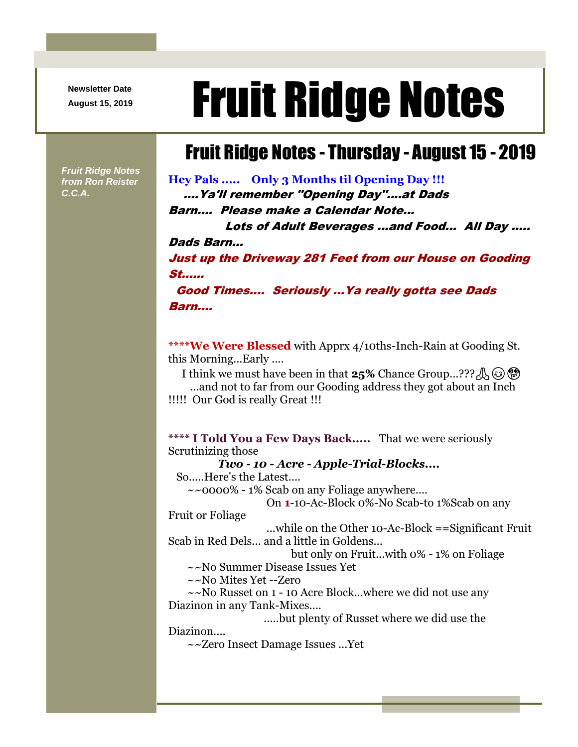Newsletter Date
August 15, 2019

# Fruit Ridge Notes

*Fruit Ridge Notes from Ron Reister C.C.A.*

## Fruit Ridge Notes - Thursday - August 15 - 2019

**Hey Pals .....    Only 3 Months til Opening Day !!!**
***....Ya'll remember "Opening Day"....at Dads Barn....  Please make a Calendar Note...***
***Lots of Adult Beverages ...and Food...  All Day ..... Dads Barn...***
***Just up the Driveway 281 Feet from our House on Gooding St......***
***Good Times....  Seriously ...Ya really gotta see Dads Barn....***

****** We Were Blessed** with Apprx 4/10ths-Inch-Rain at Gooding St. this Morning...Early ....
I think we must have been in that **25%** Chance Group...???🙏😊🤑
...and not to far from our Gooding address they got about an Inch !!!!!  Our God is really Great !!!

****** I Told You a Few Days Back.....**   That we were seriously Scrutinizing those
***Two - 10 - Acre - Apple-Trial-Blocks....***
So.....Here's the Latest....
~~0000% - 1% Scab on any Foliage anywhere....
On **1**-10-Ac-Block 0%-No Scab-to 1%Scab on any Fruit or Foliage
...while on the Other 10-Ac-Block ==Significant Fruit Scab in Red Dels... and a little in Goldens...
but only on Fruit...with 0% - 1% on Foliage
~~No Summer Disease Issues Yet
~~No Mites Yet --Zero
~~No Russet on 1 - 10 Acre Block...where we did not use any Diazinon in any Tank-Mixes....
.....but plenty of Russet where we did use the Diazinon....
~~Zero Insect Damage Issues ...Yet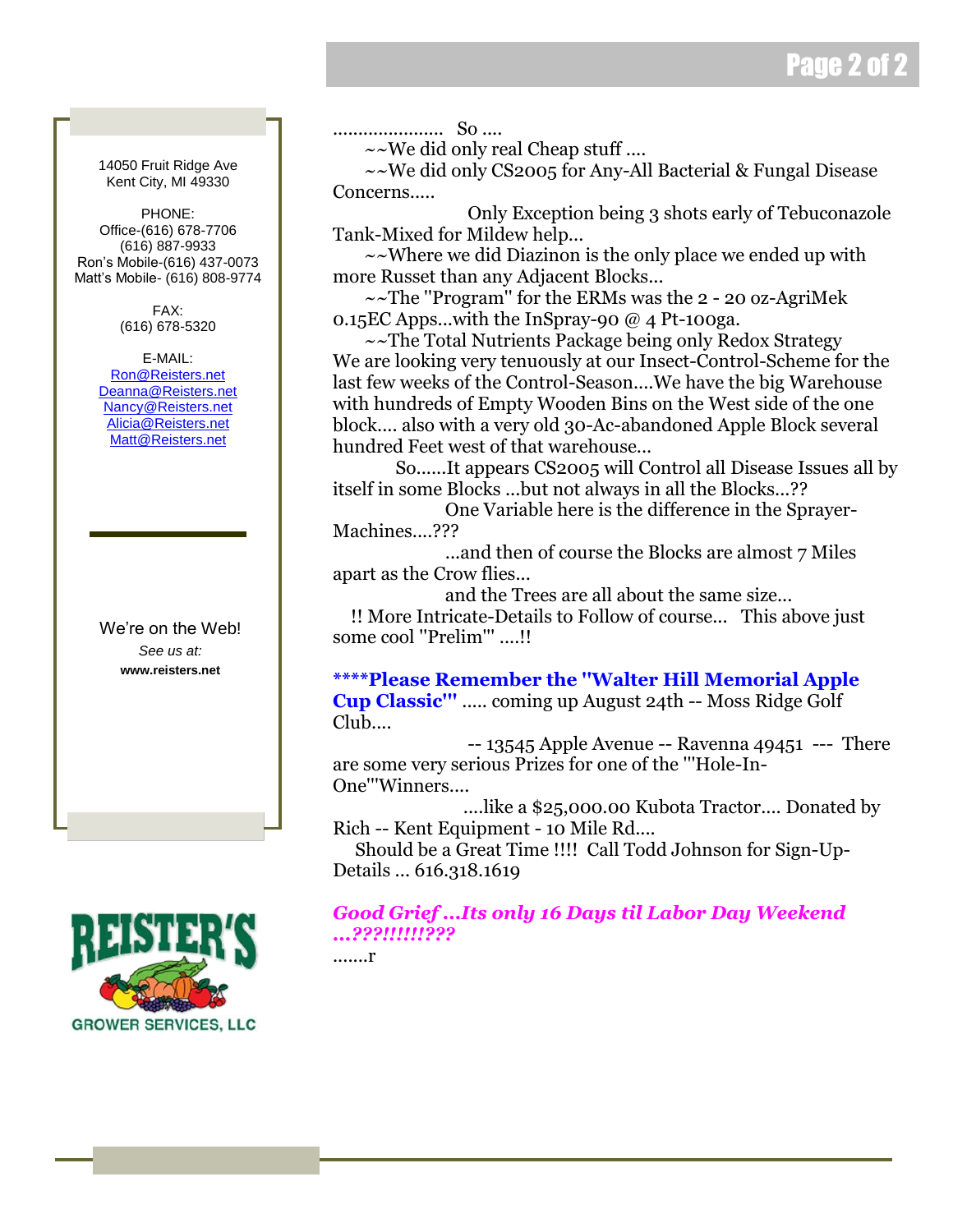14050 Fruit Ridge Ave
Kent City, MI 49330

PHONE:
Office-(616) 678-7706
(616) 887-9933
Ron's Mobile-(616) 437-0073
Matt's Mobile- (616) 808-9774

FAX:
(616) 678-5320

E-MAIL:
Ron@Reisters.net
Deanna@Reisters.net
Nancy@Reisters.net
Alicia@Reisters.net
Matt@Reisters.net

We're on the Web!
*See us at:*
**www.reisters.net**

REISTER'S
GROWER SERVICES, LLC

...................... So ....

~~We did only real Cheap stuff ....

~~We did only CS2005 for Any-All Bacterial & Fungal Disease Concerns.....

Only Exception being 3 shots early of Tebuconazole Tank-Mixed for Mildew help...

~~Where we did Diazinon is the only place we ended up with more Russet than any Adjacent Blocks...

~~The "Program" for the ERMs was the 2 - 20 oz-AgriMek 0.15EC Apps...with the InSpray-90 @ 4 Pt-100ga.

~~The Total Nutrients Package being only Redox Strategy

We are looking very tenuously at our Insect-Control-Scheme for the last few weeks of the Control-Season....We have the big Warehouse with hundreds of Empty Wooden Bins on the West side of the one block.... also with a very old 30-Ac-abandoned Apple Block several hundred Feet west of that warehouse...

So......It appears CS2005 will Control all Disease Issues all by itself in some Blocks ...but not always in all the Blocks...??

One Variable here is the difference in the Sprayer-Machines....???

...and then of course the Blocks are almost 7 Miles apart as the Crow flies...

and the Trees are all about the same size...

!! More Intricate-Details to Follow of course... This above just some cool "Prelim"' ....!!

**\*\*\*\*Please Remember the "Walter Hill Memorial Apple Cup Classic"'** ..... coming up August 24th -- Moss Ridge Golf Club....

-- 13545 Apple Avenue -- Ravenna 49451 --- There are some very serious Prizes for one of the "'Hole-In-One"'Winners....

....like a $25,000.00 Kubota Tractor.... Donated by Rich -- Kent Equipment - 10 Mile Rd....

Should be a Great Time !!!! Call Todd Johnson for Sign-Up-Details ... 616.318.1619

***Good Grief ...Its only 16 Days til Labor Day Weekend ...???!!!!!!???***

.......r